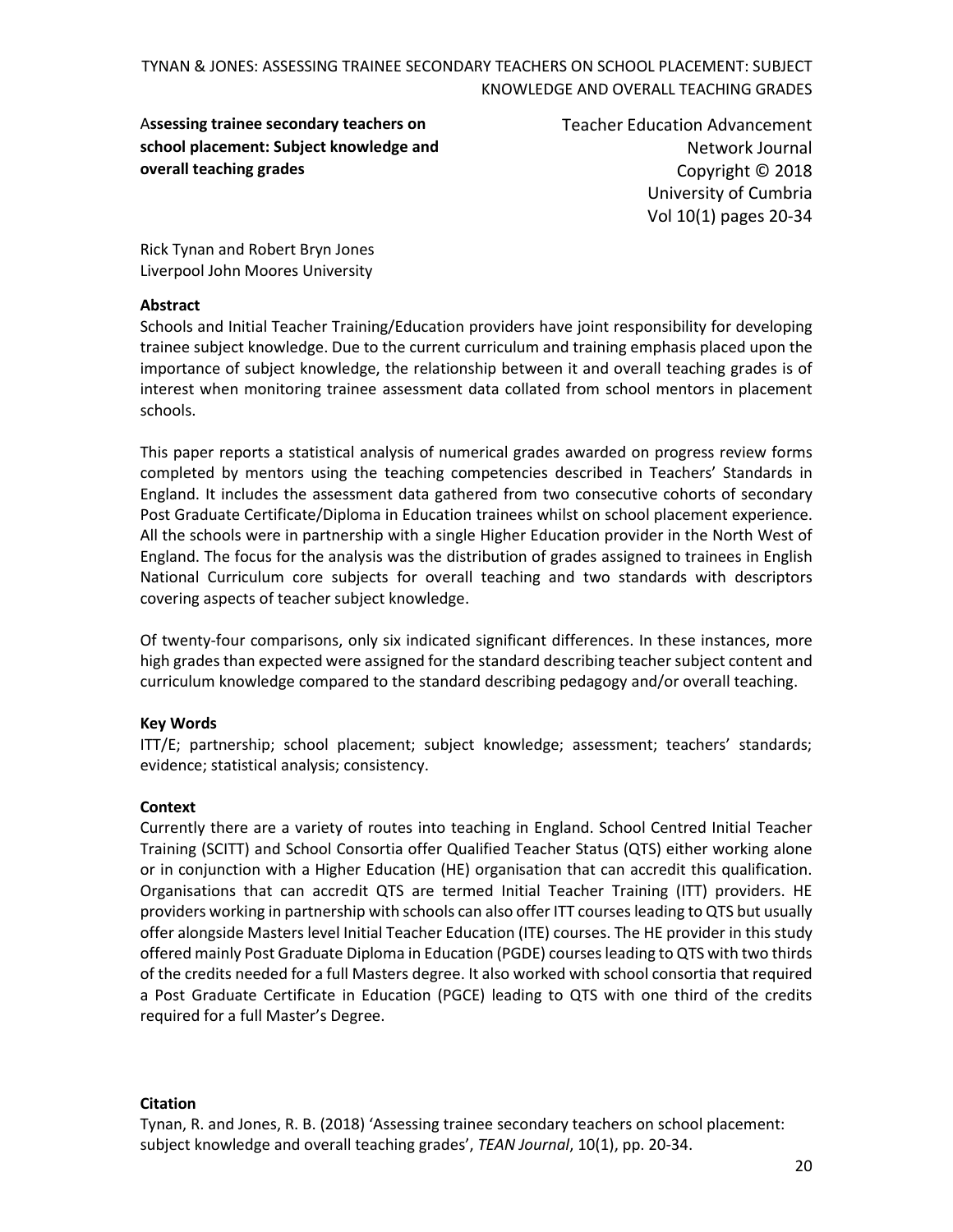# Assessing trainee secondary teachers on school placement: Subject knowledge and overall teaching grades

Teacher Education Advancement Network Journal
Copyright © 2018
University of Cumbria
Vol 10(1) pages 20-34

Rick Tynan and Robert Bryn Jones
Liverpool John Moores University

## Abstract

Schools and Initial Teacher Training/Education providers have joint responsibility for developing trainee subject knowledge. Due to the current curriculum and training emphasis placed upon the importance of subject knowledge, the relationship between it and overall teaching grades is of interest when monitoring trainee assessment data collated from school mentors in placement schools.

This paper reports a statistical analysis of numerical grades awarded on progress review forms completed by mentors using the teaching competencies described in Teachers' Standards in England. It includes the assessment data gathered from two consecutive cohorts of secondary Post Graduate Certificate/Diploma in Education trainees whilst on school placement experience. All the schools were in partnership with a single Higher Education provider in the North West of England. The focus for the analysis was the distribution of grades assigned to trainees in English National Curriculum core subjects for overall teaching and two standards with descriptors covering aspects of teacher subject knowledge.

Of twenty-four comparisons, only six indicated significant differences. In these instances, more high grades than expected were assigned for the standard describing teacher subject content and curriculum knowledge compared to the standard describing pedagogy and/or overall teaching.

## Key Words

ITT/E; partnership; school placement; subject knowledge; assessment; teachers' standards; evidence; statistical analysis; consistency.

## Context

Currently there are a variety of routes into teaching in England. School Centred Initial Teacher Training (SCITT) and School Consortia offer Qualified Teacher Status (QTS) either working alone or in conjunction with a Higher Education (HE) organisation that can accredit this qualification. Organisations that can accredit QTS are termed Initial Teacher Training (ITT) providers. HE providers working in partnership with schools can also offer ITT courses leading to QTS but usually offer alongside Masters level Initial Teacher Education (ITE) courses. The HE provider in this study offered mainly Post Graduate Diploma in Education (PGDE) courses leading to QTS with two thirds of the credits needed for a full Masters degree. It also worked with school consortia that required a Post Graduate Certificate in Education (PGCE) leading to QTS with one third of the credits required for a full Master's Degree.

## Citation

Tynan, R. and Jones, R. B. (2018) 'Assessing trainee secondary teachers on school placement: subject knowledge and overall teaching grades', *TEAN Journal*, 10(1), pp. 20-34.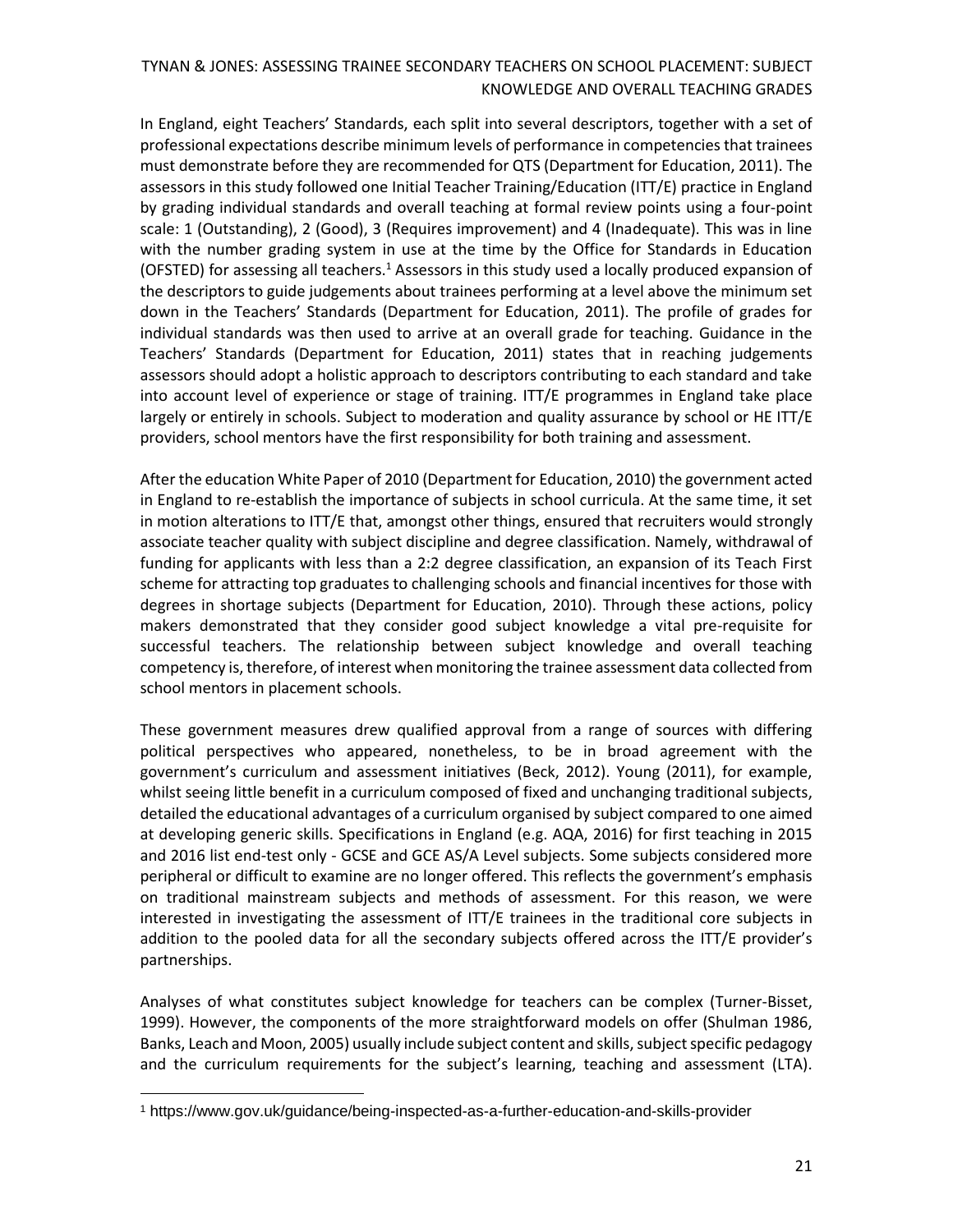In England, eight Teachers' Standards, each split into several descriptors, together with a set of professional expectations describe minimum levels of performance in competencies that trainees must demonstrate before they are recommended for QTS (Department for Education, 2011). The assessors in this study followed one Initial Teacher Training/Education (ITT/E) practice in England by grading individual standards and overall teaching at formal review points using a four-point scale: 1 (Outstanding), 2 (Good), 3 (Requires improvement) and 4 (Inadequate). This was in line with the number grading system in use at the time by the Office for Standards in Education (OFSTED) for assessing all teachers.[1] Assessors in this study used a locally produced expansion of the descriptors to guide judgements about trainees performing at a level above the minimum set down in the Teachers' Standards (Department for Education, 2011). The profile of grades for individual standards was then used to arrive at an overall grade for teaching. Guidance in the Teachers' Standards (Department for Education, 2011) states that in reaching judgements assessors should adopt a holistic approach to descriptors contributing to each standard and take into account level of experience or stage of training. ITT/E programmes in England take place largely or entirely in schools. Subject to moderation and quality assurance by school or HE ITT/E providers, school mentors have the first responsibility for both training and assessment.

After the education White Paper of 2010 (Department for Education, 2010) the government acted in England to re-establish the importance of subjects in school curricula. At the same time, it set in motion alterations to ITT/E that, amongst other things, ensured that recruiters would strongly associate teacher quality with subject discipline and degree classification. Namely, withdrawal of funding for applicants with less than a 2:2 degree classification, an expansion of its Teach First scheme for attracting top graduates to challenging schools and financial incentives for those with degrees in shortage subjects (Department for Education, 2010). Through these actions, policy makers demonstrated that they consider good subject knowledge a vital pre-requisite for successful teachers. The relationship between subject knowledge and overall teaching competency is, therefore, of interest when monitoring the trainee assessment data collected from school mentors in placement schools.

These government measures drew qualified approval from a range of sources with differing political perspectives who appeared, nonetheless, to be in broad agreement with the government's curriculum and assessment initiatives (Beck, 2012). Young (2011), for example, whilst seeing little benefit in a curriculum composed of fixed and unchanging traditional subjects, detailed the educational advantages of a curriculum organised by subject compared to one aimed at developing generic skills. Specifications in England (e.g. AQA, 2016) for first teaching in 2015 and 2016 list end-test only - GCSE and GCE AS/A Level subjects. Some subjects considered more peripheral or difficult to examine are no longer offered. This reflects the government's emphasis on traditional mainstream subjects and methods of assessment. For this reason, we were interested in investigating the assessment of ITT/E trainees in the traditional core subjects in addition to the pooled data for all the secondary subjects offered across the ITT/E provider's partnerships.

Analyses of what constitutes subject knowledge for teachers can be complex (Turner-Bisset, 1999). However, the components of the more straightforward models on offer (Shulman 1986, Banks, Leach and Moon, 2005) usually include subject content and skills, subject specific pedagogy and the curriculum requirements for the subject's learning, teaching and assessment (LTA).

[1] https://www.gov.uk/guidance/being-inspected-as-a-further-education-and-skills-provider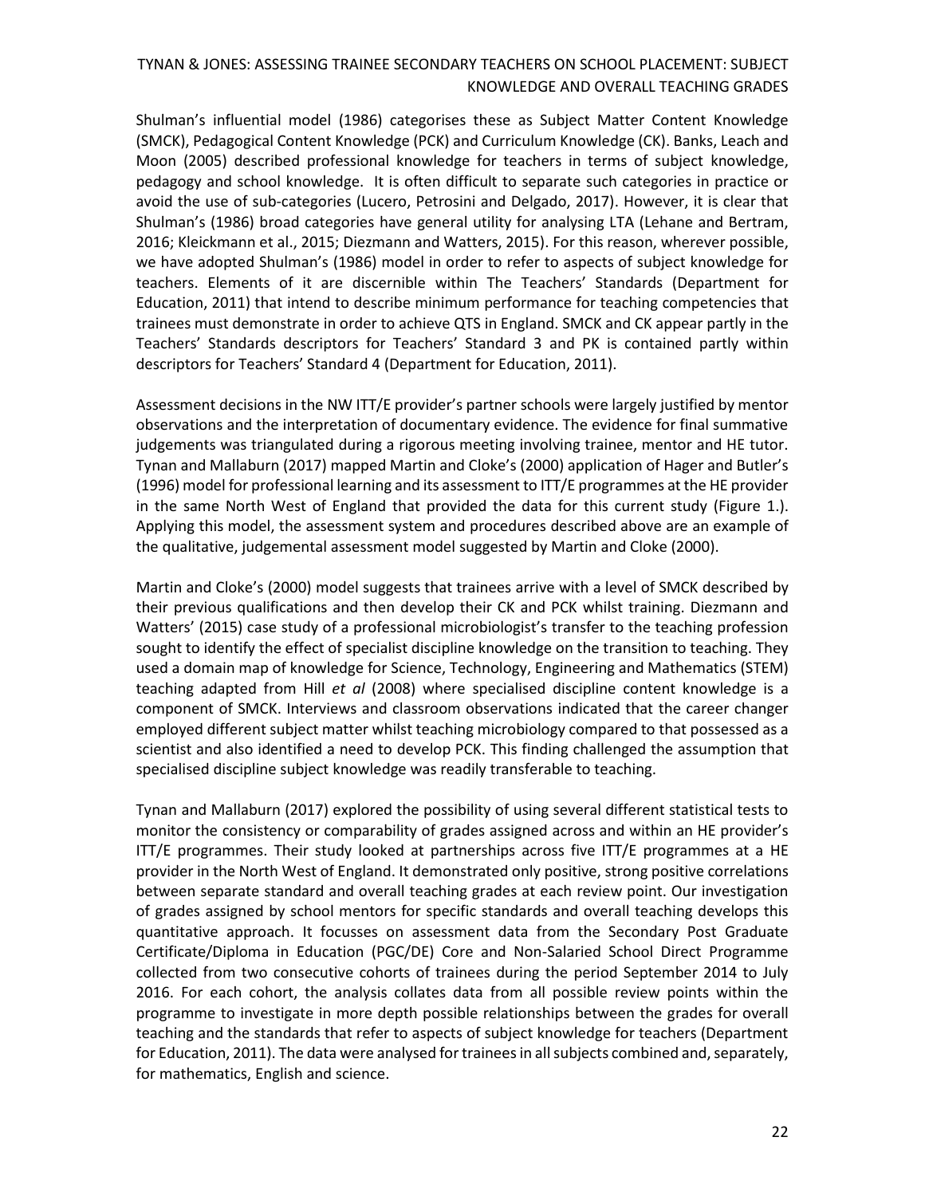Shulman's influential model (1986) categorises these as Subject Matter Content Knowledge (SMCK), Pedagogical Content Knowledge (PCK) and Curriculum Knowledge (CK). Banks, Leach and Moon (2005) described professional knowledge for teachers in terms of subject knowledge, pedagogy and school knowledge. It is often difficult to separate such categories in practice or avoid the use of sub-categories (Lucero, Petrosini and Delgado, 2017). However, it is clear that Shulman's (1986) broad categories have general utility for analysing LTA (Lehane and Bertram, 2016; Kleickmann et al., 2015; Diezmann and Watters, 2015). For this reason, wherever possible, we have adopted Shulman's (1986) model in order to refer to aspects of subject knowledge for teachers. Elements of it are discernible within The Teachers' Standards (Department for Education, 2011) that intend to describe minimum performance for teaching competencies that trainees must demonstrate in order to achieve QTS in England. SMCK and CK appear partly in the Teachers' Standards descriptors for Teachers' Standard 3 and PK is contained partly within descriptors for Teachers' Standard 4 (Department for Education, 2011).

Assessment decisions in the NW ITT/E provider's partner schools were largely justified by mentor observations and the interpretation of documentary evidence. The evidence for final summative judgements was triangulated during a rigorous meeting involving trainee, mentor and HE tutor. Tynan and Mallaburn (2017) mapped Martin and Cloke's (2000) application of Hager and Butler's (1996) model for professional learning and its assessment to ITT/E programmes at the HE provider in the same North West of England that provided the data for this current study (Figure 1.). Applying this model, the assessment system and procedures described above are an example of the qualitative, judgemental assessment model suggested by Martin and Cloke (2000).

Martin and Cloke's (2000) model suggests that trainees arrive with a level of SMCK described by their previous qualifications and then develop their CK and PCK whilst training. Diezmann and Watters' (2015) case study of a professional microbiologist's transfer to the teaching profession sought to identify the effect of specialist discipline knowledge on the transition to teaching. They used a domain map of knowledge for Science, Technology, Engineering and Mathematics (STEM) teaching adapted from Hill *et al* (2008) where specialised discipline content knowledge is a component of SMCK. Interviews and classroom observations indicated that the career changer employed different subject matter whilst teaching microbiology compared to that possessed as a scientist and also identified a need to develop PCK. This finding challenged the assumption that specialised discipline subject knowledge was readily transferable to teaching.

Tynan and Mallaburn (2017) explored the possibility of using several different statistical tests to monitor the consistency or comparability of grades assigned across and within an HE provider's ITT/E programmes. Their study looked at partnerships across five ITT/E programmes at a HE provider in the North West of England. It demonstrated only positive, strong positive correlations between separate standard and overall teaching grades at each review point. Our investigation of grades assigned by school mentors for specific standards and overall teaching develops this quantitative approach. It focusses on assessment data from the Secondary Post Graduate Certificate/Diploma in Education (PGC/DE) Core and Non-Salaried School Direct Programme collected from two consecutive cohorts of trainees during the period September 2014 to July 2016. For each cohort, the analysis collates data from all possible review points within the programme to investigate in more depth possible relationships between the grades for overall teaching and the standards that refer to aspects of subject knowledge for teachers (Department for Education, 2011). The data were analysed for trainees in all subjects combined and, separately, for mathematics, English and science.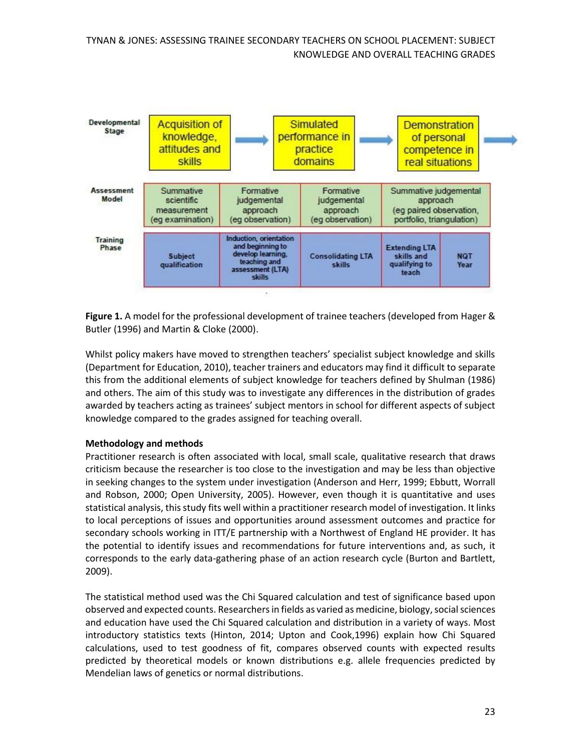| | | | | | |
|---|---|---|---|---|---|
| **Developmental Stage** | Acquisition of knowledge, attitudes and skills → | | Simulated performance in practice domains → | Demonstration of personal competence in real situations → | |
| **Assessment Model** | Summative scientific measurement (eg examination) | Formative judgemental approach (eg observation) | Formative judgemental approach (eg observation) | Summative judgemental approach (eg paired observation, portfolio, triangulation) | |
| **Training Phase** | Subject qualification | Induction, orientation and beginning to develop learning, teaching and assessment (LTA) skills | Consolidating LTA skills | Extending LTA skills and qualifying to teach | NQT Year |

**Figure 1.** A model for the professional development of trainee teachers (developed from Hager & Butler (1996) and Martin & Cloke (2000).

Whilst policy makers have moved to strengthen teachers' specialist subject knowledge and skills (Department for Education, 2010), teacher trainers and educators may find it difficult to separate this from the additional elements of subject knowledge for teachers defined by Shulman (1986) and others. The aim of this study was to investigate any differences in the distribution of grades awarded by teachers acting as trainees' subject mentors in school for different aspects of subject knowledge compared to the grades assigned for teaching overall.

**Methodology and methods**

Practitioner research is often associated with local, small scale, qualitative research that draws criticism because the researcher is too close to the investigation and may be less than objective in seeking changes to the system under investigation (Anderson and Herr, 1999; Ebbutt, Worrall and Robson, 2000; Open University, 2005). However, even though it is quantitative and uses statistical analysis, this study fits well within a practitioner research model of investigation. It links to local perceptions of issues and opportunities around assessment outcomes and practice for secondary schools working in ITT/E partnership with a Northwest of England HE provider. It has the potential to identify issues and recommendations for future interventions and, as such, it corresponds to the early data-gathering phase of an action research cycle (Burton and Bartlett, 2009).

The statistical method used was the Chi Squared calculation and test of significance based upon observed and expected counts. Researchers in fields as varied as medicine, biology, social sciences and education have used the Chi Squared calculation and distribution in a variety of ways. Most introductory statistics texts (Hinton, 2014; Upton and Cook,1996) explain how Chi Squared calculations, used to test goodness of fit, compares observed counts with expected results predicted by theoretical models or known distributions e.g. allele frequencies predicted by Mendelian laws of genetics or normal distributions.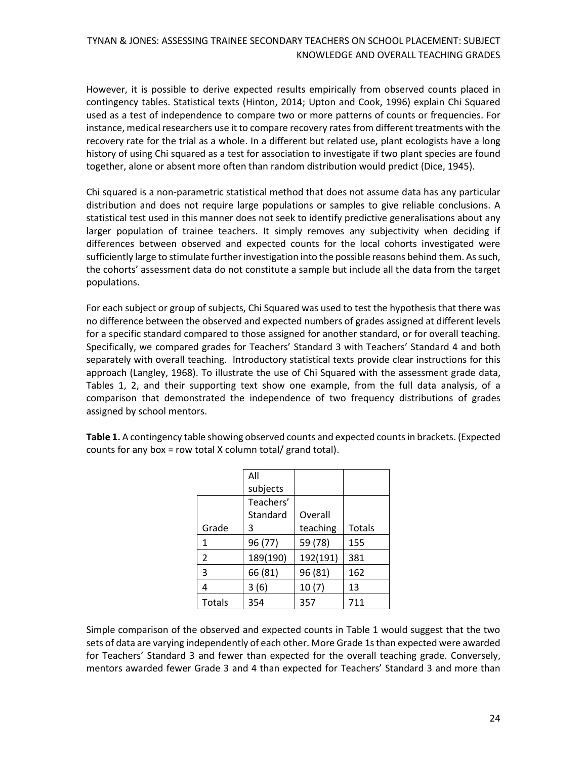However, it is possible to derive expected results empirically from observed counts placed in contingency tables. Statistical texts (Hinton, 2014; Upton and Cook, 1996) explain Chi Squared used as a test of independence to compare two or more patterns of counts or frequencies. For instance, medical researchers use it to compare recovery rates from different treatments with the recovery rate for the trial as a whole. In a different but related use, plant ecologists have a long history of using Chi squared as a test for association to investigate if two plant species are found together, alone or absent more often than random distribution would predict (Dice, 1945).

Chi squared is a non-parametric statistical method that does not assume data has any particular distribution and does not require large populations or samples to give reliable conclusions. A statistical test used in this manner does not seek to identify predictive generalisations about any larger population of trainee teachers. It simply removes any subjectivity when deciding if differences between observed and expected counts for the local cohorts investigated were sufficiently large to stimulate further investigation into the possible reasons behind them. As such, the cohorts' assessment data do not constitute a sample but include all the data from the target populations.

For each subject or group of subjects, Chi Squared was used to test the hypothesis that there was no difference between the observed and expected numbers of grades assigned at different levels for a specific standard compared to those assigned for another standard, or for overall teaching. Specifically, we compared grades for Teachers' Standard 3 with Teachers' Standard 4 and both separately with overall teaching. Introductory statistical texts provide clear instructions for this approach (Langley, 1968). To illustrate the use of Chi Squared with the assessment grade data, Tables 1, 2, and their supporting text show one example, from the full data analysis, of a comparison that demonstrated the independence of two frequency distributions of grades assigned by school mentors.

**Table 1.** A contingency table showing observed counts and expected counts in brackets. (Expected counts for any box = row total X column total/ grand total).

| | All subjects | | |
|---|---|---|---|
| Grade | Teachers' Standard 3 | Overall teaching | Totals |
| 1 | 96 (77) | 59 (78) | 155 |
| 2 | 189(190) | 192(191) | 381 |
| 3 | 66 (81) | 96 (81) | 162 |
| 4 | 3 (6) | 10 (7) | 13 |
| Totals | 354 | 357 | 711 |

Simple comparison of the observed and expected counts in Table 1 would suggest that the two sets of data are varying independently of each other. More Grade 1s than expected were awarded for Teachers' Standard 3 and fewer than expected for the overall teaching grade. Conversely, mentors awarded fewer Grade 3 and 4 than expected for Teachers' Standard 3 and more than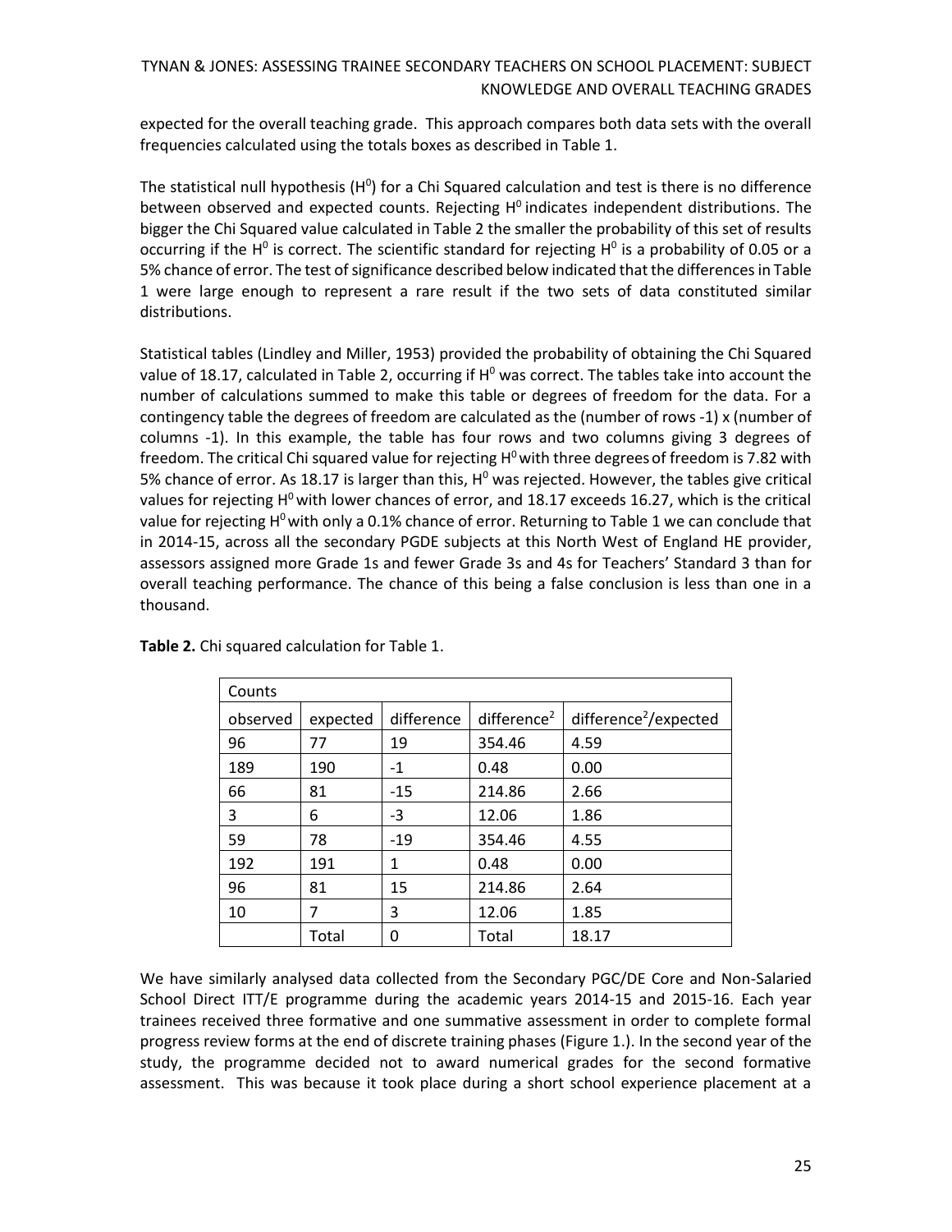expected for the overall teaching grade. This approach compares both data sets with the overall frequencies calculated using the totals boxes as described in Table 1.

The statistical null hypothesis ($H^0$) for a Chi Squared calculation and test is there is no difference between observed and expected counts. Rejecting $H^0$ indicates independent distributions. The bigger the Chi Squared value calculated in Table 2 the smaller the probability of this set of results occurring if the $H^0$ is correct. The scientific standard for rejecting $H^0$ is a probability of 0.05 or a 5% chance of error. The test of significance described below indicated that the differences in Table 1 were large enough to represent a rare result if the two sets of data constituted similar distributions.

Statistical tables (Lindley and Miller, 1953) provided the probability of obtaining the Chi Squared value of 18.17, calculated in Table 2, occurring if $H^0$ was correct. The tables take into account the number of calculations summed to make this table or degrees of freedom for the data. For a contingency table the degrees of freedom are calculated as the (number of rows -1) x (number of columns -1). In this example, the table has four rows and two columns giving 3 degrees of freedom. The critical Chi squared value for rejecting $H^0$ with three degrees of freedom is 7.82 with 5% chance of error. As 18.17 is larger than this, $H^0$ was rejected. However, the tables give critical values for rejecting $H^0$ with lower chances of error, and 18.17 exceeds 16.27, which is the critical value for rejecting $H^0$ with only a 0.1% chance of error. Returning to Table 1 we can conclude that in 2014-15, across all the secondary PGDE subjects at this North West of England HE provider, assessors assigned more Grade 1s and fewer Grade 3s and 4s for Teachers' Standard 3 than for overall teaching performance. The chance of this being a false conclusion is less than one in a thousand.

**Table 2.** Chi squared calculation for Table 1.

| Counts | | | | |
|---|---|---|---|---|
| observed | expected | difference | difference$^2$ | difference$^2$/expected |
| 96 | 77 | 19 | 354.46 | 4.59 |
| 189 | 190 | -1 | 0.48 | 0.00 |
| 66 | 81 | -15 | 214.86 | 2.66 |
| 3 | 6 | -3 | 12.06 | 1.86 |
| 59 | 78 | -19 | 354.46 | 4.55 |
| 192 | 191 | 1 | 0.48 | 0.00 |
| 96 | 81 | 15 | 214.86 | 2.64 |
| 10 | 7 | 3 | 12.06 | 1.85 |
| | Total | 0 | Total | 18.17 |

We have similarly analysed data collected from the Secondary PGC/DE Core and Non-Salaried School Direct ITT/E programme during the academic years 2014-15 and 2015-16. Each year trainees received three formative and one summative assessment in order to complete formal progress review forms at the end of discrete training phases (Figure 1.). In the second year of the study, the programme decided not to award numerical grades for the second formative assessment. This was because it took place during a short school experience placement at a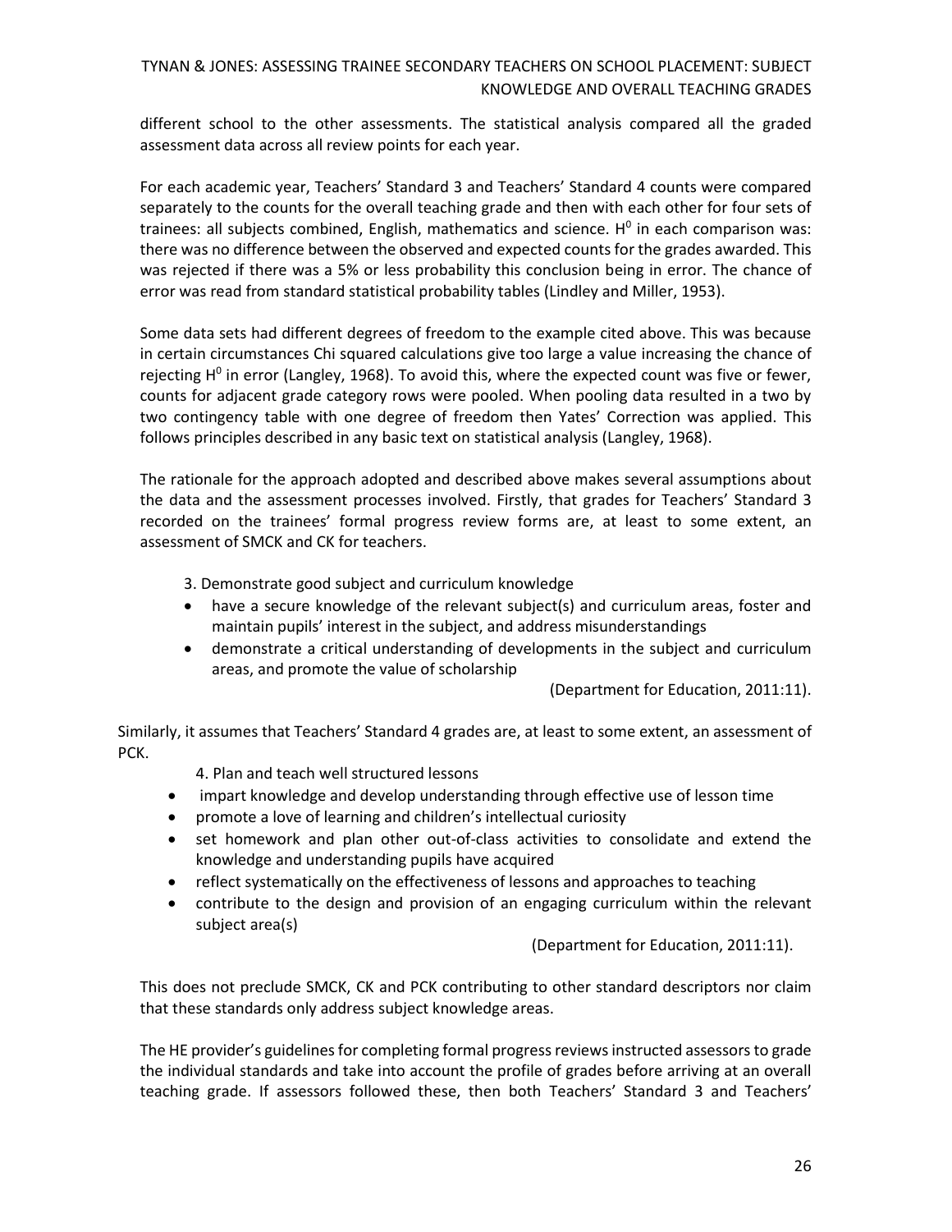different school to the other assessments. The statistical analysis compared all the graded assessment data across all review points for each year.

For each academic year, Teachers' Standard 3 and Teachers' Standard 4 counts were compared separately to the counts for the overall teaching grade and then with each other for four sets of trainees: all subjects combined, English, mathematics and science. $H^0$ in each comparison was: there was no difference between the observed and expected counts for the grades awarded. This was rejected if there was a 5% or less probability this conclusion being in error. The chance of error was read from standard statistical probability tables (Lindley and Miller, 1953).

Some data sets had different degrees of freedom to the example cited above. This was because in certain circumstances Chi squared calculations give too large a value increasing the chance of rejecting $H^0$ in error (Langley, 1968). To avoid this, where the expected count was five or fewer, counts for adjacent grade category rows were pooled. When pooling data resulted in a two by two contingency table with one degree of freedom then Yates' Correction was applied. This follows principles described in any basic text on statistical analysis (Langley, 1968).

The rationale for the approach adopted and described above makes several assumptions about the data and the assessment processes involved. Firstly, that grades for Teachers' Standard 3 recorded on the trainees' formal progress review forms are, at least to some extent, an assessment of SMCK and CK for teachers.

> 3. Demonstrate good subject and curriculum knowledge
> - have a secure knowledge of the relevant subject(s) and curriculum areas, foster and maintain pupils' interest in the subject, and address misunderstandings
> - demonstrate a critical understanding of developments in the subject and curriculum areas, and promote the value of scholarship
>
> (Department for Education, 2011:11).

Similarly, it assumes that Teachers' Standard 4 grades are, at least to some extent, an assessment of PCK.

> 4. Plan and teach well structured lessons
> - impart knowledge and develop understanding through effective use of lesson time
> - promote a love of learning and children's intellectual curiosity
> - set homework and plan other out-of-class activities to consolidate and extend the knowledge and understanding pupils have acquired
> - reflect systematically on the effectiveness of lessons and approaches to teaching
> - contribute to the design and provision of an engaging curriculum within the relevant subject area(s)
>
> (Department for Education, 2011:11).

This does not preclude SMCK, CK and PCK contributing to other standard descriptors nor claim that these standards only address subject knowledge areas.

The HE provider's guidelines for completing formal progress reviews instructed assessors to grade the individual standards and take into account the profile of grades before arriving at an overall teaching grade. If assessors followed these, then both Teachers' Standard 3 and Teachers'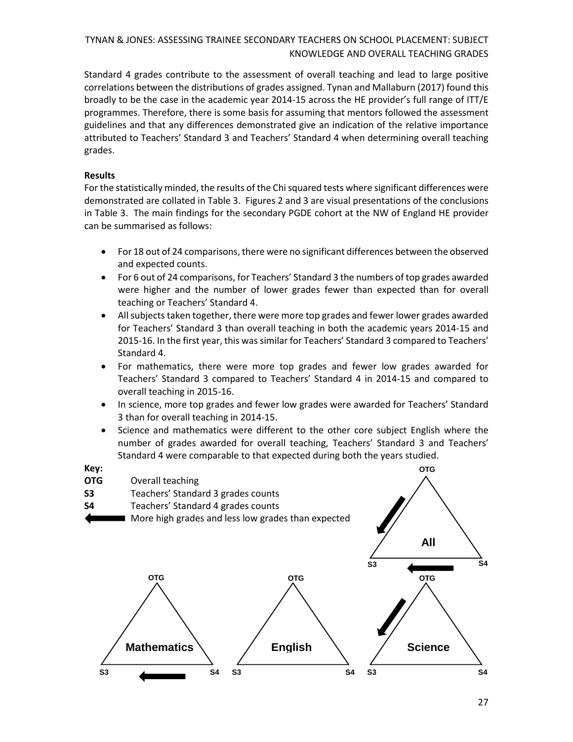Standard 4 grades contribute to the assessment of overall teaching and lead to large positive correlations between the distributions of grades assigned. Tynan and Mallaburn (2017) found this broadly to be the case in the academic year 2014-15 across the HE provider's full range of ITT/E programmes. Therefore, there is some basis for assuming that mentors followed the assessment guidelines and that any differences demonstrated give an indication of the relative importance attributed to Teachers' Standard 3 and Teachers' Standard 4 when determining overall teaching grades.

**Results**

For the statistically minded, the results of the Chi squared tests where significant differences were demonstrated are collated in Table 3. Figures 2 and 3 are visual presentations of the conclusions in Table 3. The main findings for the secondary PGDE cohort at the NW of England HE provider can be summarised as follows:

- For 18 out of 24 comparisons, there were no significant differences between the observed and expected counts.
- For 6 out of 24 comparisons, for Teachers' Standard 3 the numbers of top grades awarded were higher and the number of lower grades fewer than expected than for overall teaching or Teachers' Standard 4.
- All subjects taken together, there were more top grades and fewer lower grades awarded for Teachers' Standard 3 than overall teaching in both the academic years 2014-15 and 2015-16. In the first year, this was similar for Teachers' Standard 3 compared to Teachers' Standard 4.
- For mathematics, there were more top grades and fewer low grades awarded for Teachers' Standard 3 compared to Teachers' Standard 4 in 2014-15 and compared to overall teaching in 2015-16.
- In science, more top grades and fewer low grades were awarded for Teachers' Standard 3 than for overall teaching in 2014-15.
- Science and mathematics were different to the other core subject English where the number of grades awarded for overall teaching, Teachers' Standard 3 and Teachers' Standard 4 were comparable to that expected during both the years studied.

**Key:**

**OTG** Overall teaching
**S3** Teachers' Standard 3 grades counts
**S4** Teachers' Standard 4 grades counts
(arrow) More high grades and less low grades than expected

OTG, All, S3, S4

OTG, Mathematics, S3, S4

OTG, English, S3, S4

OTG, Science, S3, S4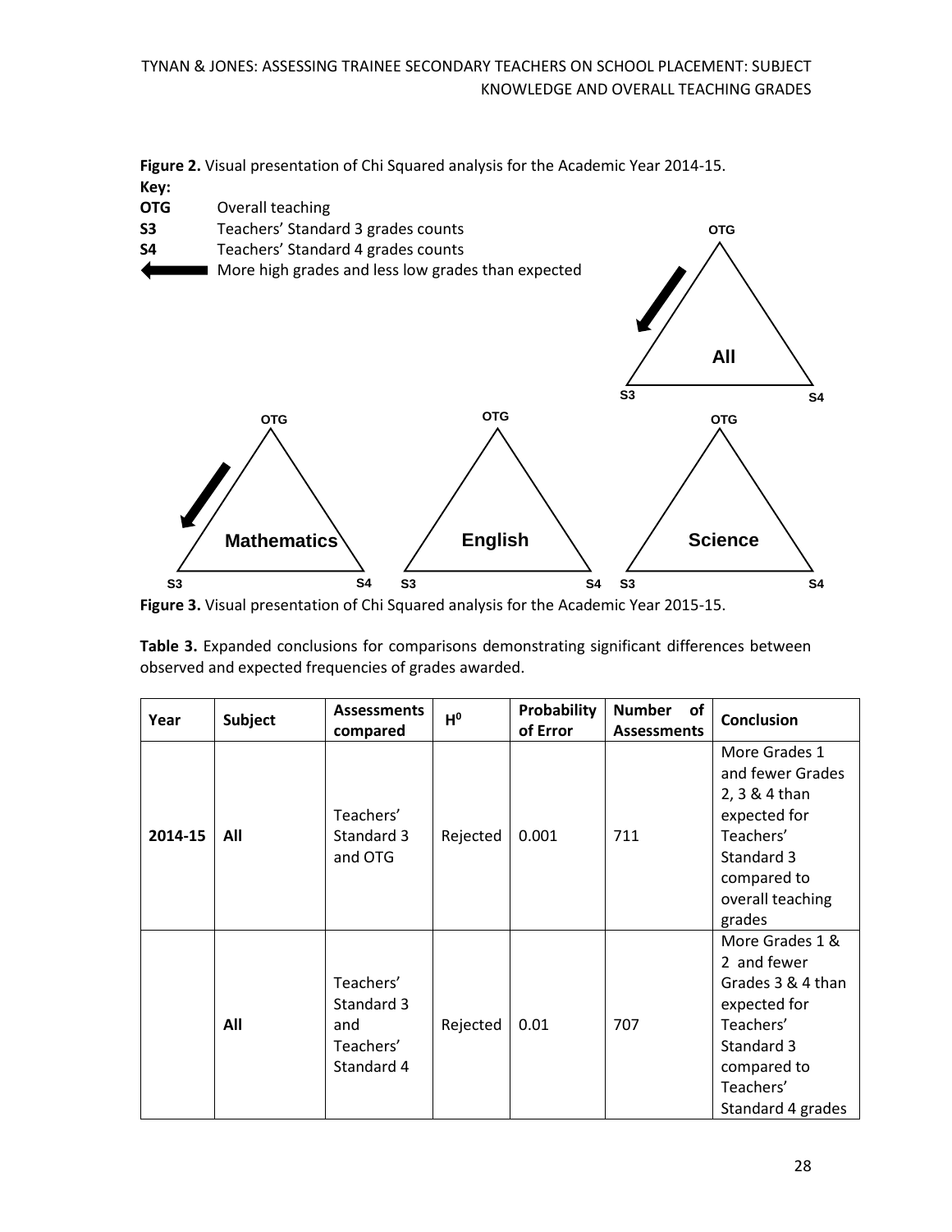**Figure 2.** Visual presentation of Chi Squared analysis for the Academic Year 2014-15.

**Key:**

**OTG** Overall teaching

**S3** Teachers' Standard 3 grades counts

**S4** Teachers' Standard 4 grades counts

⟵ More high grades and less low grades than expected

OTG, S3, S4 — All

OTG, S3, S4 — Mathematics

OTG, S3, S4 — English

OTG, S3, S4 — Science

**Figure 3.** Visual presentation of Chi Squared analysis for the Academic Year 2015-15.

**Table 3.** Expanded conclusions for comparisons demonstrating significant differences between observed and expected frequencies of grades awarded.

| Year | Subject | Assessments compared | $H^0$ | Probability of Error | Number of Assessments | Conclusion |
|---|---|---|---|---|---|---|
| **2014-15** | **All** | Teachers' Standard 3 and OTG | Rejected | 0.001 | 711 | More Grades 1 and fewer Grades 2, 3 & 4 than expected for Teachers' Standard 3 compared to overall teaching grades |
| | **All** | Teachers' Standard 3 and Teachers' Standard 4 | Rejected | 0.01 | 707 | More Grades 1 & 2 and fewer Grades 3 & 4 than expected for Teachers' Standard 3 compared to Teachers' Standard 4 grades |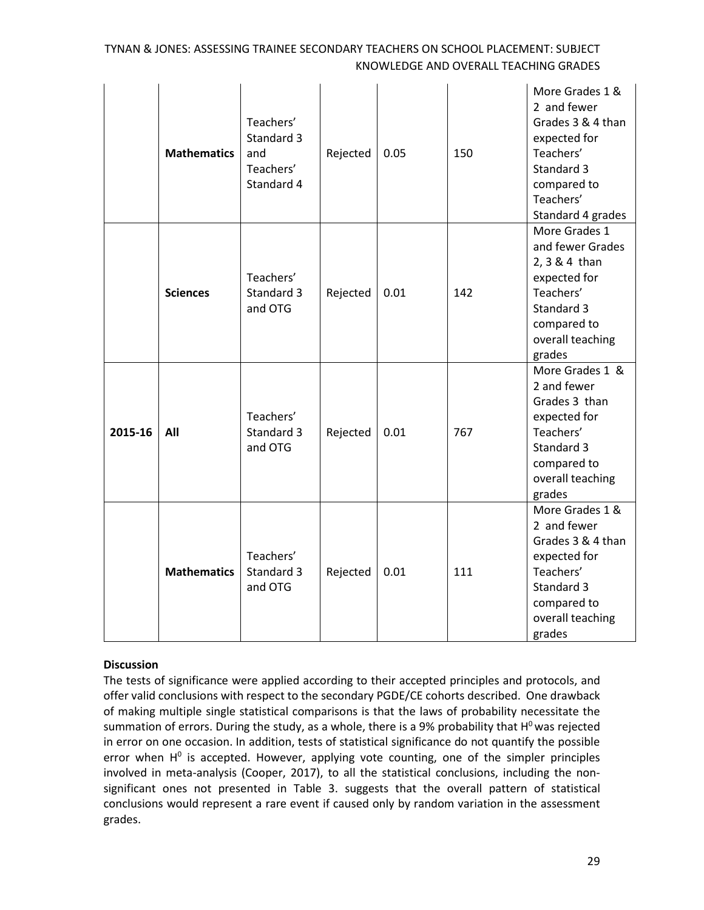| | | | | | | |
|---|---|---|---|---|---|---|
| | **Mathematics** | Teachers' Standard 3 and Teachers' Standard 4 | Rejected | 0.05 | 150 | More Grades 1 & 2 and fewer Grades 3 & 4 than expected for Teachers' Standard 3 compared to Teachers' Standard 4 grades |
| | **Sciences** | Teachers' Standard 3 and OTG | Rejected | 0.01 | 142 | More Grades 1 and fewer Grades 2, 3 & 4 than expected for Teachers' Standard 3 compared to overall teaching grades |
| **2015-16** | **All** | Teachers' Standard 3 and OTG | Rejected | 0.01 | 767 | More Grades 1 & 2 and fewer Grades 3 than expected for Teachers' Standard 3 compared to overall teaching grades |
| | **Mathematics** | Teachers' Standard 3 and OTG | Rejected | 0.01 | 111 | More Grades 1 & 2 and fewer Grades 3 & 4 than expected for Teachers' Standard 3 compared to overall teaching grades |

**Discussion**

The tests of significance were applied according to their accepted principles and protocols, and offer valid conclusions with respect to the secondary PGDE/CE cohorts described. One drawback of making multiple single statistical comparisons is that the laws of probability necessitate the summation of errors. During the study, as a whole, there is a 9% probability that $H^0$ was rejected in error on one occasion. In addition, tests of statistical significance do not quantify the possible error when $H^0$ is accepted. However, applying vote counting, one of the simpler principles involved in meta-analysis (Cooper, 2017), to all the statistical conclusions, including the non-significant ones not presented in Table 3. suggests that the overall pattern of statistical conclusions would represent a rare event if caused only by random variation in the assessment grades.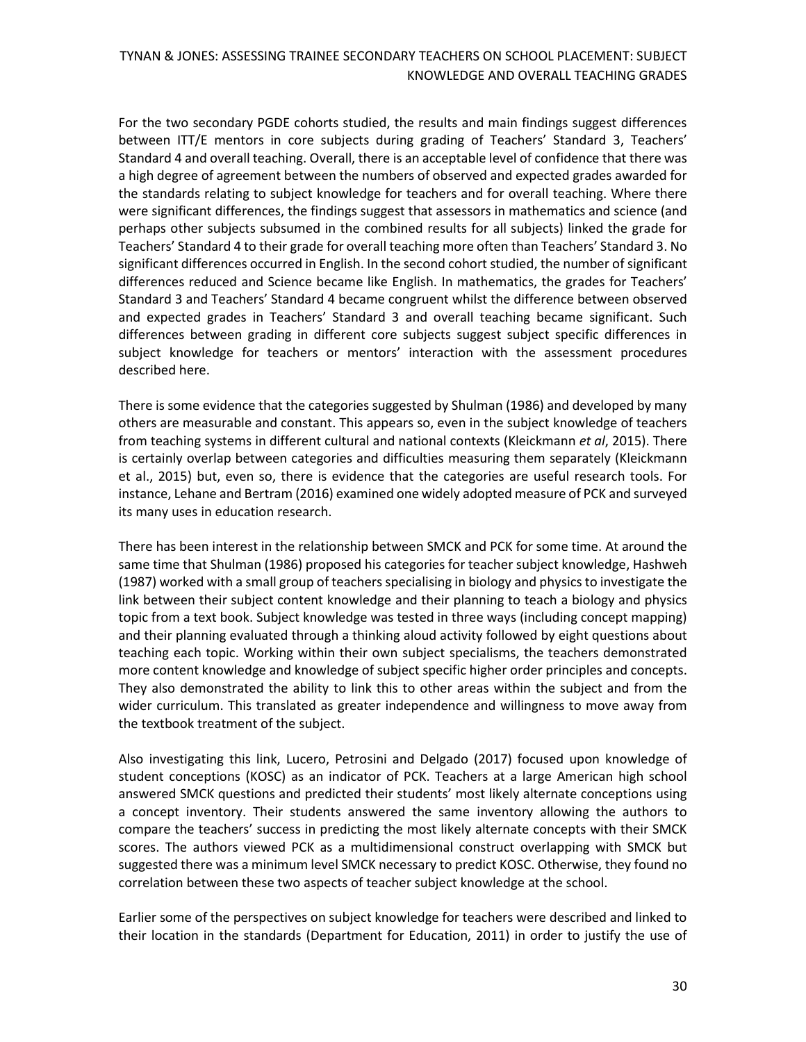For the two secondary PGDE cohorts studied, the results and main findings suggest differences between ITT/E mentors in core subjects during grading of Teachers' Standard 3, Teachers' Standard 4 and overall teaching. Overall, there is an acceptable level of confidence that there was a high degree of agreement between the numbers of observed and expected grades awarded for the standards relating to subject knowledge for teachers and for overall teaching. Where there were significant differences, the findings suggest that assessors in mathematics and science (and perhaps other subjects subsumed in the combined results for all subjects) linked the grade for Teachers' Standard 4 to their grade for overall teaching more often than Teachers' Standard 3. No significant differences occurred in English. In the second cohort studied, the number of significant differences reduced and Science became like English. In mathematics, the grades for Teachers' Standard 3 and Teachers' Standard 4 became congruent whilst the difference between observed and expected grades in Teachers' Standard 3 and overall teaching became significant. Such differences between grading in different core subjects suggest subject specific differences in subject knowledge for teachers or mentors' interaction with the assessment procedures described here.

There is some evidence that the categories suggested by Shulman (1986) and developed by many others are measurable and constant. This appears so, even in the subject knowledge of teachers from teaching systems in different cultural and national contexts (Kleickmann *et al*, 2015). There is certainly overlap between categories and difficulties measuring them separately (Kleickmann et al., 2015) but, even so, there is evidence that the categories are useful research tools. For instance, Lehane and Bertram (2016) examined one widely adopted measure of PCK and surveyed its many uses in education research.

There has been interest in the relationship between SMCK and PCK for some time. At around the same time that Shulman (1986) proposed his categories for teacher subject knowledge, Hashweh (1987) worked with a small group of teachers specialising in biology and physics to investigate the link between their subject content knowledge and their planning to teach a biology and physics topic from a text book. Subject knowledge was tested in three ways (including concept mapping) and their planning evaluated through a thinking aloud activity followed by eight questions about teaching each topic. Working within their own subject specialisms, the teachers demonstrated more content knowledge and knowledge of subject specific higher order principles and concepts. They also demonstrated the ability to link this to other areas within the subject and from the wider curriculum. This translated as greater independence and willingness to move away from the textbook treatment of the subject.

Also investigating this link, Lucero, Petrosini and Delgado (2017) focused upon knowledge of student conceptions (KOSC) as an indicator of PCK. Teachers at a large American high school answered SMCK questions and predicted their students' most likely alternate conceptions using a concept inventory. Their students answered the same inventory allowing the authors to compare the teachers' success in predicting the most likely alternate concepts with their SMCK scores. The authors viewed PCK as a multidimensional construct overlapping with SMCK but suggested there was a minimum level SMCK necessary to predict KOSC. Otherwise, they found no correlation between these two aspects of teacher subject knowledge at the school.

Earlier some of the perspectives on subject knowledge for teachers were described and linked to their location in the standards (Department for Education, 2011) in order to justify the use of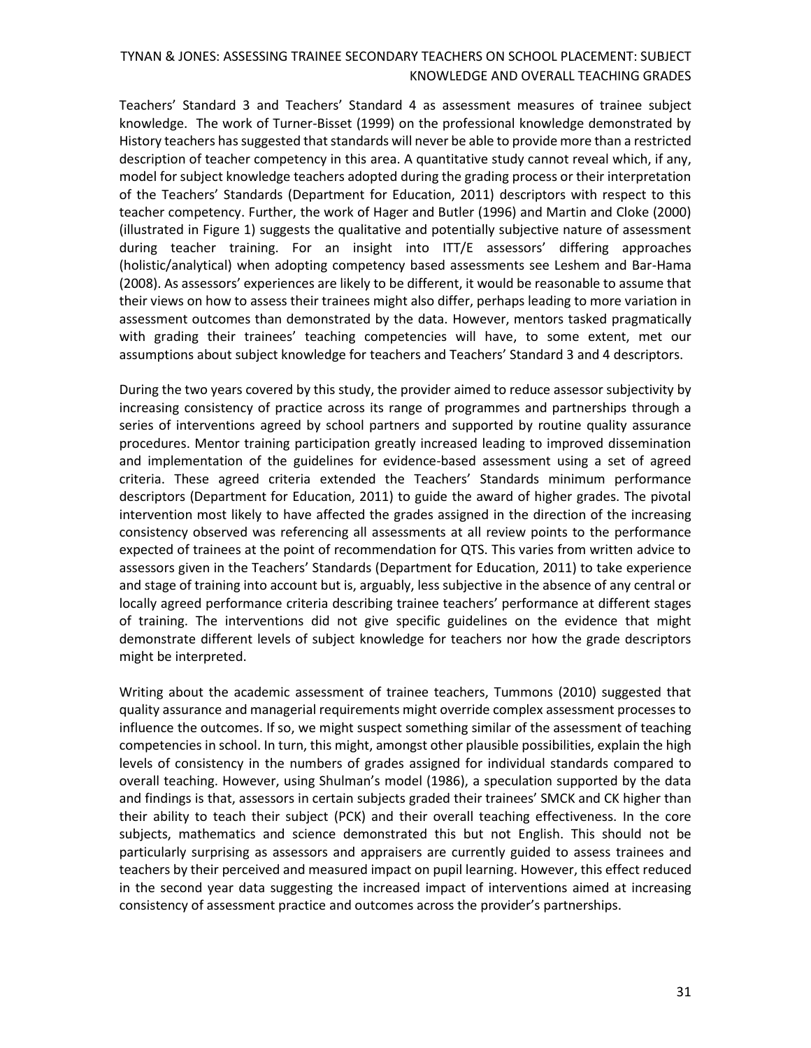Teachers' Standard 3 and Teachers' Standard 4 as assessment measures of trainee subject knowledge. The work of Turner-Bisset (1999) on the professional knowledge demonstrated by History teachers has suggested that standards will never be able to provide more than a restricted description of teacher competency in this area. A quantitative study cannot reveal which, if any, model for subject knowledge teachers adopted during the grading process or their interpretation of the Teachers' Standards (Department for Education, 2011) descriptors with respect to this teacher competency. Further, the work of Hager and Butler (1996) and Martin and Cloke (2000) (illustrated in Figure 1) suggests the qualitative and potentially subjective nature of assessment during teacher training. For an insight into ITT/E assessors' differing approaches (holistic/analytical) when adopting competency based assessments see Leshem and Bar-Hama (2008). As assessors' experiences are likely to be different, it would be reasonable to assume that their views on how to assess their trainees might also differ, perhaps leading to more variation in assessment outcomes than demonstrated by the data. However, mentors tasked pragmatically with grading their trainees' teaching competencies will have, to some extent, met our assumptions about subject knowledge for teachers and Teachers' Standard 3 and 4 descriptors.

During the two years covered by this study, the provider aimed to reduce assessor subjectivity by increasing consistency of practice across its range of programmes and partnerships through a series of interventions agreed by school partners and supported by routine quality assurance procedures. Mentor training participation greatly increased leading to improved dissemination and implementation of the guidelines for evidence-based assessment using a set of agreed criteria. These agreed criteria extended the Teachers' Standards minimum performance descriptors (Department for Education, 2011) to guide the award of higher grades. The pivotal intervention most likely to have affected the grades assigned in the direction of the increasing consistency observed was referencing all assessments at all review points to the performance expected of trainees at the point of recommendation for QTS. This varies from written advice to assessors given in the Teachers' Standards (Department for Education, 2011) to take experience and stage of training into account but is, arguably, less subjective in the absence of any central or locally agreed performance criteria describing trainee teachers' performance at different stages of training. The interventions did not give specific guidelines on the evidence that might demonstrate different levels of subject knowledge for teachers nor how the grade descriptors might be interpreted.

Writing about the academic assessment of trainee teachers, Tummons (2010) suggested that quality assurance and managerial requirements might override complex assessment processes to influence the outcomes. If so, we might suspect something similar of the assessment of teaching competencies in school. In turn, this might, amongst other plausible possibilities, explain the high levels of consistency in the numbers of grades assigned for individual standards compared to overall teaching. However, using Shulman's model (1986), a speculation supported by the data and findings is that, assessors in certain subjects graded their trainees' SMCK and CK higher than their ability to teach their subject (PCK) and their overall teaching effectiveness. In the core subjects, mathematics and science demonstrated this but not English. This should not be particularly surprising as assessors and appraisers are currently guided to assess trainees and teachers by their perceived and measured impact on pupil learning. However, this effect reduced in the second year data suggesting the increased impact of interventions aimed at increasing consistency of assessment practice and outcomes across the provider's partnerships.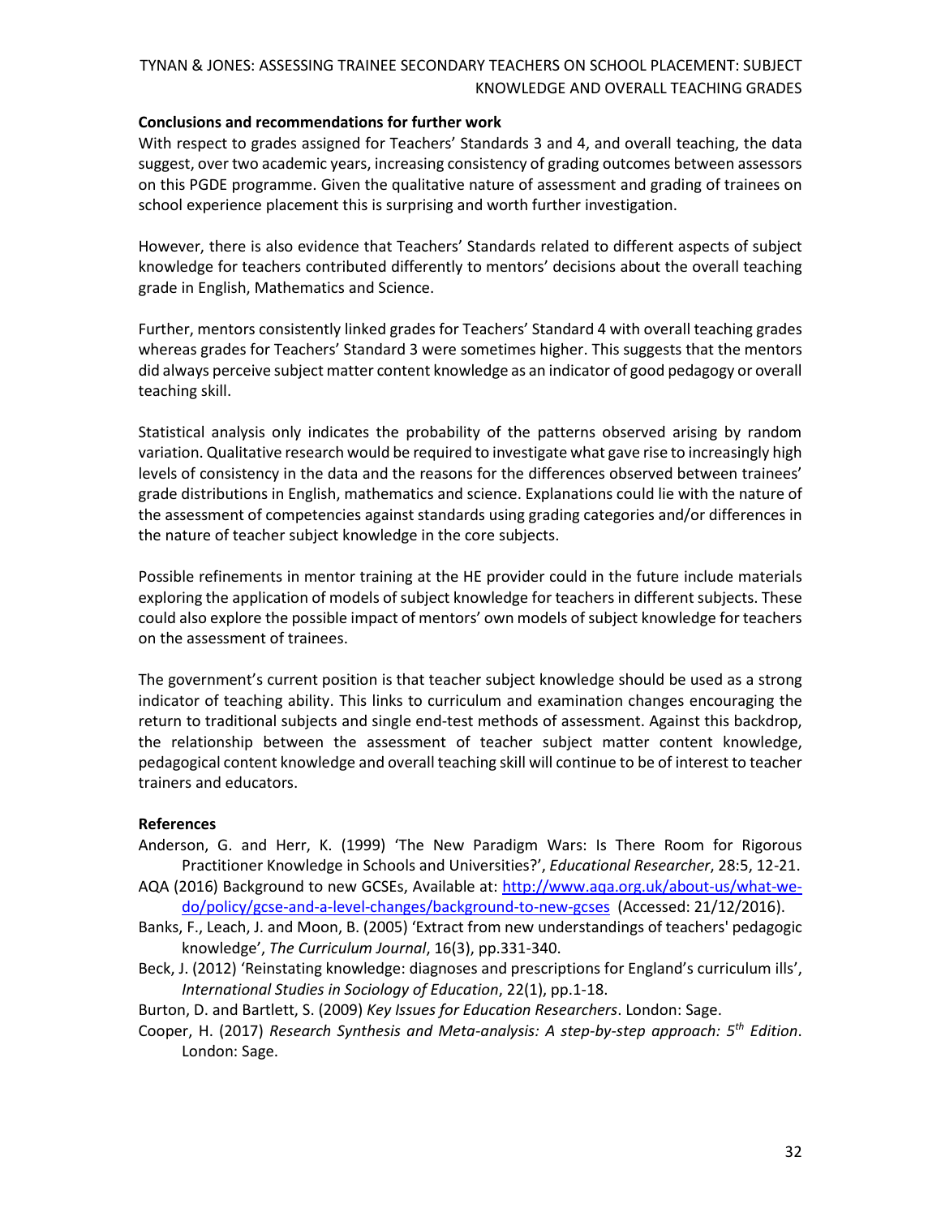**Conclusions and recommendations for further work**

With respect to grades assigned for Teachers' Standards 3 and 4, and overall teaching, the data suggest, over two academic years, increasing consistency of grading outcomes between assessors on this PGDE programme. Given the qualitative nature of assessment and grading of trainees on school experience placement this is surprising and worth further investigation.

However, there is also evidence that Teachers' Standards related to different aspects of subject knowledge for teachers contributed differently to mentors' decisions about the overall teaching grade in English, Mathematics and Science.

Further, mentors consistently linked grades for Teachers' Standard 4 with overall teaching grades whereas grades for Teachers' Standard 3 were sometimes higher. This suggests that the mentors did always perceive subject matter content knowledge as an indicator of good pedagogy or overall teaching skill.

Statistical analysis only indicates the probability of the patterns observed arising by random variation. Qualitative research would be required to investigate what gave rise to increasingly high levels of consistency in the data and the reasons for the differences observed between trainees' grade distributions in English, mathematics and science. Explanations could lie with the nature of the assessment of competencies against standards using grading categories and/or differences in the nature of teacher subject knowledge in the core subjects.

Possible refinements in mentor training at the HE provider could in the future include materials exploring the application of models of subject knowledge for teachers in different subjects. These could also explore the possible impact of mentors' own models of subject knowledge for teachers on the assessment of trainees.

The government's current position is that teacher subject knowledge should be used as a strong indicator of teaching ability. This links to curriculum and examination changes encouraging the return to traditional subjects and single end-test methods of assessment. Against this backdrop, the relationship between the assessment of teacher subject matter content knowledge, pedagogical content knowledge and overall teaching skill will continue to be of interest to teacher trainers and educators.

**References**

Anderson, G. and Herr, K. (1999) 'The New Paradigm Wars: Is There Room for Rigorous Practitioner Knowledge in Schools and Universities?', *Educational Researcher*, 28:5, 12-21.

AQA (2016) Background to new GCSEs, Available at: http://www.aqa.org.uk/about-us/what-we-do/policy/gcse-and-a-level-changes/background-to-new-gcses (Accessed: 21/12/2016).

Banks, F., Leach, J. and Moon, B. (2005) 'Extract from new understandings of teachers' pedagogic knowledge', *The Curriculum Journal*, 16(3), pp.331-340.

Beck, J. (2012) 'Reinstating knowledge: diagnoses and prescriptions for England's curriculum ills', *International Studies in Sociology of Education*, 22(1), pp.1-18.

Burton, D. and Bartlett, S. (2009) *Key Issues for Education Researchers*. London: Sage.

Cooper, H. (2017) *Research Synthesis and Meta-analysis: A step-by-step approach: 5th Edition*. London: Sage.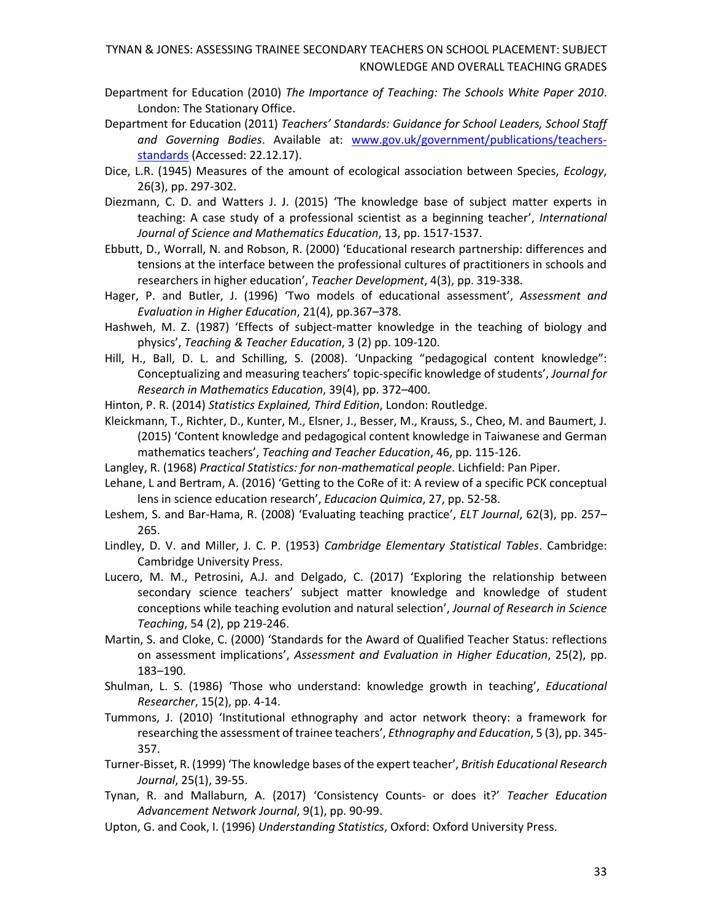Department for Education (2010) *The Importance of Teaching: The Schools White Paper 2010*. London: The Stationary Office.

Department for Education (2011) *Teachers' Standards: Guidance for School Leaders, School Staff and Governing Bodies*. Available at: [www.gov.uk/government/publications/teachers-standards](www.gov.uk/government/publications/teachers-standards) (Accessed: 22.12.17).

Dice, L.R. (1945) Measures of the amount of ecological association between Species, *Ecology*, 26(3), pp. 297-302.

Diezmann, C. D. and Watters J. J. (2015) 'The knowledge base of subject matter experts in teaching: A case study of a professional scientist as a beginning teacher', *International Journal of Science and Mathematics Education*, 13, pp. 1517-1537.

Ebbutt, D., Worrall, N. and Robson, R. (2000) 'Educational research partnership: differences and tensions at the interface between the professional cultures of practitioners in schools and researchers in higher education', *Teacher Development*, 4(3), pp. 319-338.

Hager, P. and Butler, J. (1996) 'Two models of educational assessment', *Assessment and Evaluation in Higher Education*, 21(4), pp.367–378.

Hashweh, M. Z. (1987) 'Effects of subject-matter knowledge in the teaching of biology and physics', *Teaching & Teacher Education*, 3 (2) pp. 109-120.

Hill, H., Ball, D. L. and Schilling, S. (2008). 'Unpacking "pedagogical content knowledge": Conceptualizing and measuring teachers' topic-specific knowledge of students', *Journal for Research in Mathematics Education*, 39(4), pp. 372–400.

Hinton, P. R. (2014) *Statistics Explained, Third Edition*, London: Routledge.

Kleickmann, T., Richter, D., Kunter, M., Elsner, J., Besser, M., Krauss, S., Cheo, M. and Baumert, J. (2015) 'Content knowledge and pedagogical content knowledge in Taiwanese and German mathematics teachers', *Teaching and Teacher Education*, 46, pp. 115-126.

Langley, R. (1968) *Practical Statistics: for non-mathematical people*. Lichfield: Pan Piper.

Lehane, L and Bertram, A. (2016) 'Getting to the CoRe of it: A review of a specific PCK conceptual lens in science education research', *Educacion Quimica*, 27, pp. 52-58.

Leshem, S. and Bar-Hama, R. (2008) 'Evaluating teaching practice', *ELT Journal*, 62(3), pp. 257–265.

Lindley, D. V. and Miller, J. C. P. (1953) *Cambridge Elementary Statistical Tables*. Cambridge: Cambridge University Press.

Lucero, M. M., Petrosini, A.J. and Delgado, C. (2017) 'Exploring the relationship between secondary science teachers' subject matter knowledge and knowledge of student conceptions while teaching evolution and natural selection', *Journal of Research in Science Teaching*, 54 (2), pp 219-246.

Martin, S. and Cloke, C. (2000) 'Standards for the Award of Qualified Teacher Status: reflections on assessment implications', *Assessment and Evaluation in Higher Education*, 25(2), pp. 183–190.

Shulman, L. S. (1986) 'Those who understand: knowledge growth in teaching', *Educational Researcher*, 15(2), pp. 4-14.

Tummons, J. (2010) 'Institutional ethnography and actor network theory: a framework for researching the assessment of trainee teachers', *Ethnography and Education*, 5 (3), pp. 345-357.

Turner-Bisset, R. (1999) 'The knowledge bases of the expert teacher', *British Educational Research Journal*, 25(1), 39-55.

Tynan, R. and Mallaburn, A. (2017) 'Consistency Counts- or does it?' *Teacher Education Advancement Network Journal*, 9(1), pp. 90-99.

Upton, G. and Cook, I. (1996) *Understanding Statistics*, Oxford: Oxford University Press.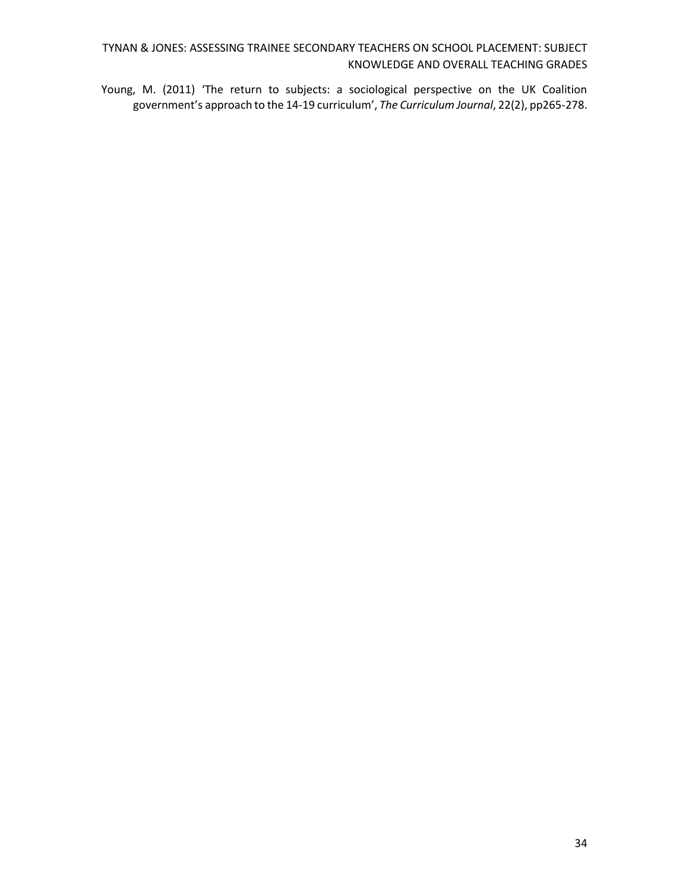Young, M. (2011) 'The return to subjects: a sociological perspective on the UK Coalition government's approach to the 14-19 curriculum', *The Curriculum Journal*, 22(2), pp265-278.